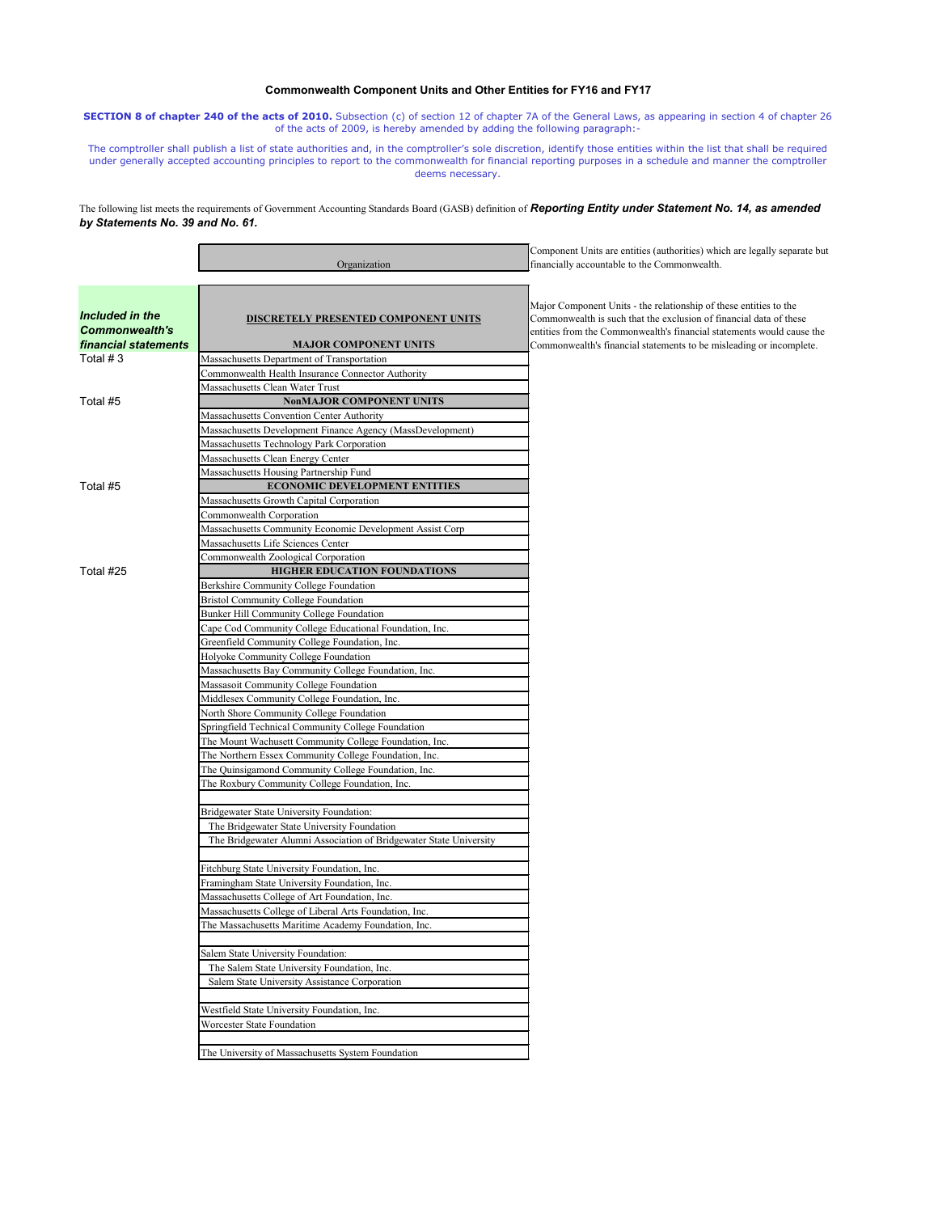# Commonwealth Component Units and Other Entities for FY16 and FY17

**SECTION 8 of chapter 240 of the acts of 2010.** Subsection (c) of section 12 of chapter 7A of the General Laws, as appearing in section 4 of chapter 26 of the acts of 2009, is hereby amended by adding the following paragraph:-

The comptroller shall publish a list of state authorities and, in the comptroller's sole discretion, identify those entities within the list that shall be required under generally accepted accounting principles to report to the commonwealth for financial reporting purposes in a schedule and manner the comptroller deems necessary.

The following list meets the requirements of Government Accounting Standards Board (GASB) definition of ***Reporting Entity under Statement No. 14, as amended by Statements No. 39 and No. 61.***

Component Units are entities (authorities) which are legally separate but financially accountable to the Commonwealth.

Major Component Units - the relationship of these entities to the Commonwealth is such that the exclusion of financial data of these entities from the Commonwealth's financial statements would cause the Commonwealth's financial statements to be misleading or incomplete.

| ***Included in the Commonwealth's financial statements*** | Organization |
|---|---|
| | **DISCRETELY PRESENTED COMPONENT UNITS** |
| | **MAJOR COMPONENT UNITS** |
| Total # 3 | Massachusetts Department of Transportation |
| | Commonwealth Health Insurance Connector Authority |
| | Massachusetts Clean Water Trust |
| Total #5 | **NonMAJOR COMPONENT UNITS** |
| | Massachusetts Convention Center Authority |
| | Massachusetts Development Finance Agency (MassDevelopment) |
| | Massachusetts Technology Park Corporation |
| | Massachusetts Clean Energy Center |
| | Massachusetts Housing Partnership Fund |
| Total #5 | **ECONOMIC DEVELOPMENT ENTITIES** |
| | Massachusetts Growth Capital Corporation |
| | Commonwealth Corporation |
| | Massachusetts Community Economic Development Assist Corp |
| | Massachusetts Life Sciences Center |
| | Commonwealth Zoological Corporation |
| Total #25 | **HIGHER EDUCATION FOUNDATIONS** |
| | Berkshire Community College Foundation |
| | Bristol Community College Foundation |
| | Bunker Hill Community College Foundation |
| | Cape Cod Community College Educational Foundation, Inc. |
| | Greenfield Community College Foundation, Inc. |
| | Holyoke Community College Foundation |
| | Massachusetts Bay Community College Foundation, Inc. |
| | Massasoit Community College Foundation |
| | Middlesex Community College Foundation, Inc. |
| | North Shore Community College Foundation |
| | Springfield Technical Community College Foundation |
| | The Mount Wachusett Community College Foundation, Inc. |
| | The Northern Essex Community College Foundation, Inc. |
| | The Quinsigamond Community College Foundation, Inc. |
| | The Roxbury Community College Foundation, Inc. |
| | |
| | Bridgewater State University Foundation: |
| | The Bridgewater State University Foundation |
| | The Bridgewater Alumni Association of Bridgewater State University |
| | |
| | Fitchburg State University Foundation, Inc. |
| | Framingham State University Foundation, Inc. |
| | Massachusetts College of Art Foundation, Inc. |
| | Massachusetts College of Liberal Arts Foundation, Inc. |
| | The Massachusetts Maritime Academy Foundation, Inc. |
| | |
| | Salem State University Foundation: |
| | The Salem State University Foundation, Inc. |
| | Salem State University Assistance Corporation |
| | |
| | Westfield State University Foundation, Inc. |
| | Worcester State Foundation |
| | |
| | The University of Massachusetts System Foundation |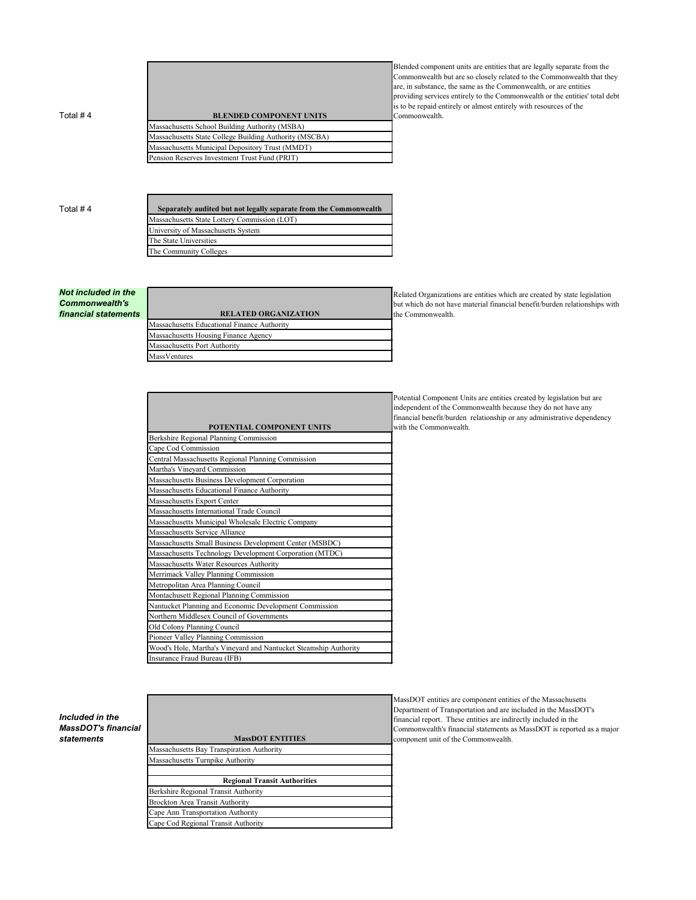Total # 4

| BLENDED COMPONENT UNITS |
|---|
| Massachusetts School Building Authority (MSBA) |
| Massachusetts State College Building Authority (MSCBA) |
| Massachusetts Municipal Depository Trust (MMDT) |
| Pension Reserves Investment Trust Fund (PRIT) |

Blended component units are entities that are legally separate from the Commonwealth but are so closely related to the Commonwealth that they are, in substance, the same as the Commonwealth, or are entities providing services entirely to the Commonwealth or the entities' total debt is to be repaid entirely or almost entirely with resources of the Commonwealth.

Total # 4

| Separately audited but not legally separate from the Commonwealth |
|---|
| Massachusetts State Lottery Commission (LOT) |
| University of Massachusetts System |
| The State Universities |
| The Community Colleges |

***Not included in the Commonwealth's financial statements***

| RELATED ORGANIZATION |
|---|
| Massachusetts Educational Finance Authority |
| Massachusetts Housing Finance Agency |
| Massachusetts Port Authority |
| MassVentures |

Related Organizations are entities which are created by state legislation but which do not have material financial benefit/burden relationships with the Commonwealth.

| POTENTIAL COMPONENT UNITS |
|---|
| Berkshire Regional Planning Commission |
| Cape Cod Commission |
| Central Massachusetts Regional Planning Commission |
| Martha's Vineyard Commission |
| Massachusetts Business Development Corporation |
| Massachusetts Educational Finance Authority |
| Massachusetts Export Center |
| Massachusetts International Trade Council |
| Massachusetts Municipal Wholesale Electric Company |
| Massachusetts Service Alliance |
| Massachusetts Small Business Development Center (MSBDC) |
| Massachusetts Technology Development Corporation (MTDC) |
| Massachusetts Water Resources Authority |
| Merrimack Valley Planning Commission |
| Metropolitan Area Planning Council |
| Montachusett Regional Planning Commission |
| Nantucket Planning and Economic Development Commission |
| Northern Middlesex Council of Governments |
| Old Colony Planning Council |
| Pioneer Valley Planning Commission |
| Wood's Hole, Martha's Vineyard and Nantucket Steamship Authority |
| Insurance Fraud Bureau (IFB) |

Potential Component Units are entities created by legislation but are independent of the Commonwealth because they do not have any financial benefit/burden relationship or any administrative dependency with the Commonwealth.

***Included in the MassDOT's financial statements***

| MassDOT ENTITIES |
|---|
| Massachusetts Bay Transpiration Authority |
| Massachusetts Turnpike Authority |
| |
| **Regional Transit Authorities** |
| Berkshire Regional Transit Authority |
| Brockton Area Transit Authority |
| Cape Ann Transportation Authority |
| Cape Cod Regional Transit Authority |

MassDOT entities are component entities of the Massachusetts Department of Transportation and are included in the MassDOT's financial report. These entities are indirectly included in the Commonwealth's financial statements as MassDOT is reported as a major component unit of the Commonwealth.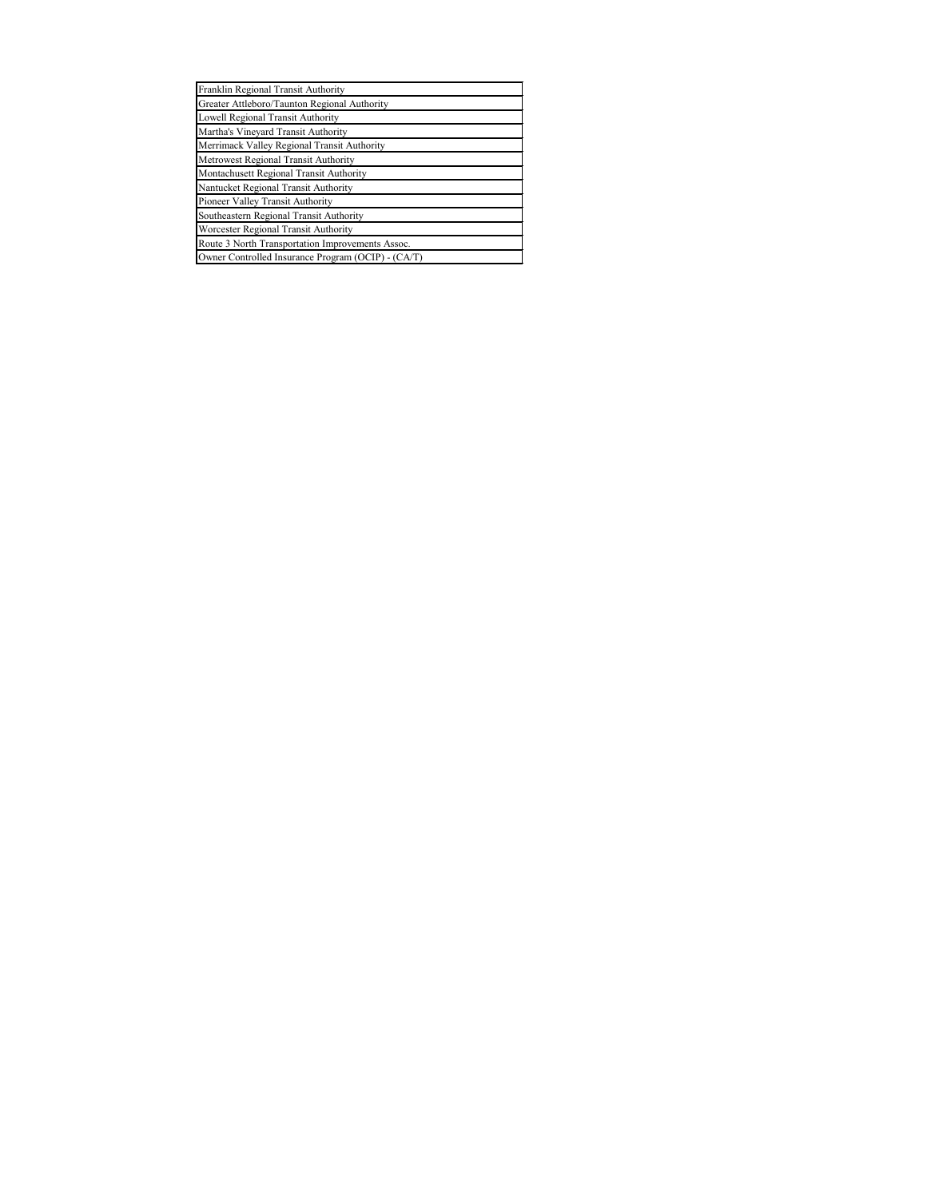| |
|---|
| Franklin Regional Transit Authority |
| Greater Attleboro/Taunton Regional Authority |
| Lowell Regional Transit Authority |
| Martha's Vineyard Transit Authority |
| Merrimack Valley Regional Transit Authority |
| Metrowest Regional Transit Authority |
| Montachusett Regional Transit Authority |
| Nantucket Regional Transit Authority |
| Pioneer Valley Transit Authority |
| Southeastern Regional Transit Authority |
| Worcester Regional Transit Authority |
| Route 3 North Transportation Improvements Assoc. |
| Owner Controlled Insurance Program (OCIP) - (CA/T) |